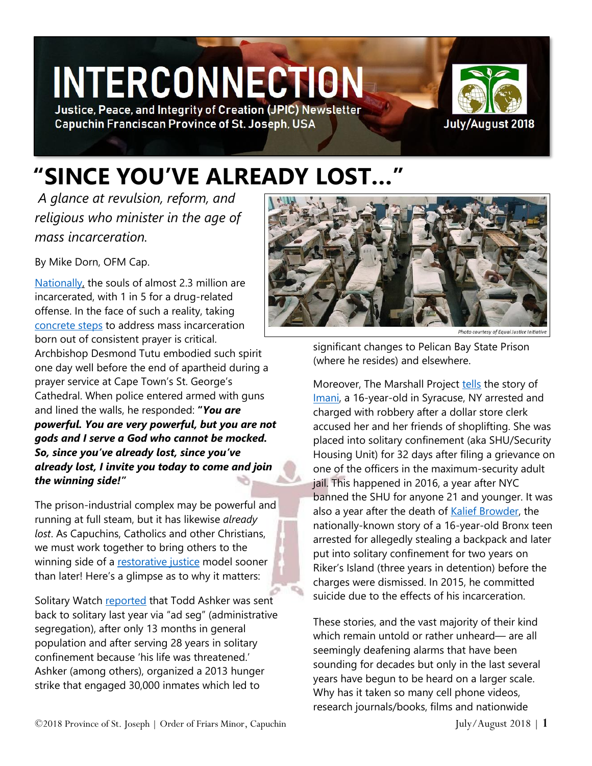# INTERCONNECTION

Justice, Peace, and Integrity of Creation (JPIC) Newsletter
Capuchin Franciscan Province of St. Joseph, USA

July/August 2018

# "SINCE YOU'VE ALREADY LOST…"

*A glance at revulsion, reform, and religious who minister in the age of mass incarceration.*

By Mike Dorn, OFM Cap.

Nationally, the souls of almost 2.3 million are incarcerated, with 1 in 5 for a drug-related offense. In the face of such a reality, taking concrete steps to address mass incarceration born out of consistent prayer is critical. Archbishop Desmond Tutu embodied such spirit one day well before the end of apartheid during a prayer service at Cape Town's St. George's Cathedral. When police entered armed with guns and lined the walls, he responded: ***"You are powerful. You are very powerful, but you are not gods and I serve a God who cannot be mocked. So, since you've already lost, since you've already lost, I invite you today to come and join the winning side!"***

The prison-industrial complex may be powerful and running at full steam, but it has likewise *already lost*. As Capuchins, Catholics and other Christians, we must work together to bring others to the winning side of a restorative justice model sooner than later! Here's a glimpse as to why it matters:

Solitary Watch reported that Todd Ashker was sent back to solitary last year via "ad seg" (administrative segregation), after only 13 months in general population and after serving 28 years in solitary confinement because 'his life was threatened.' Ashker (among others), organized a 2013 hunger strike that engaged 30,000 inmates which led to significant changes to Pelican Bay State Prison (where he resides) and elsewhere.

Photo courtesy of Equal Justice Initiative

Moreover, The Marshall Project tells the story of Imani, a 16-year-old in Syracuse, NY arrested and charged with robbery after a dollar store clerk accused her and her friends of shoplifting. She was placed into solitary confinement (aka SHU/Security Housing Unit) for 32 days after filing a grievance on one of the officers in the maximum-security adult jail. This happened in 2016, a year after NYC banned the SHU for anyone 21 and younger. It was also a year after the death of Kalief Browder, the nationally-known story of a 16-year-old Bronx teen arrested for allegedly stealing a backpack and later put into solitary confinement for two years on Riker's Island (three years in detention) before the charges were dismissed. In 2015, he committed suicide due to the effects of his incarceration.

These stories, and the vast majority of their kind which remain untold or rather unheard— are all seemingly deafening alarms that have been sounding for decades but only in the last several years have begun to be heard on a larger scale. Why has it taken so many cell phone videos, research journals/books, films and nationwide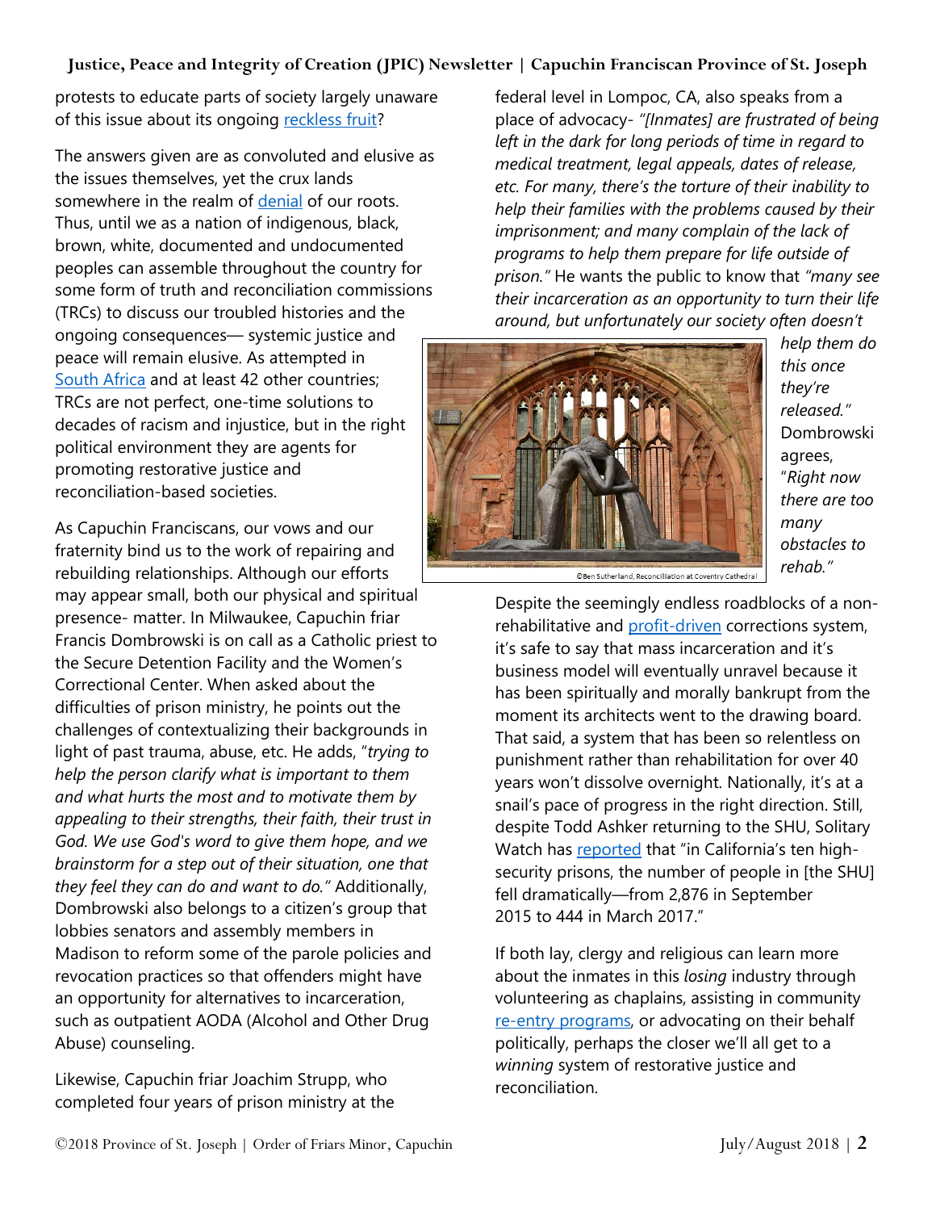protests to educate parts of society largely unaware of this issue about its ongoing reckless fruit?

The answers given are as convoluted and elusive as the issues themselves, yet the crux lands somewhere in the realm of denial of our roots. Thus, until we as a nation of indigenous, black, brown, white, documented and undocumented peoples can assemble throughout the country for some form of truth and reconciliation commissions (TRCs) to discuss our troubled histories and the ongoing consequences— systemic justice and peace will remain elusive. As attempted in South Africa and at least 42 other countries; TRCs are not perfect, one-time solutions to decades of racism and injustice, but in the right political environment they are agents for promoting restorative justice and reconciliation-based societies.

As Capuchin Franciscans, our vows and our fraternity bind us to the work of repairing and rebuilding relationships. Although our efforts may appear small, both our physical and spiritual presence- matter. In Milwaukee, Capuchin friar Francis Dombrowski is on call as a Catholic priest to the Secure Detention Facility and the Women's Correctional Center. When asked about the difficulties of prison ministry, he points out the challenges of contextualizing their backgrounds in light of past trauma, abuse, etc. He adds, "*trying to help the person clarify what is important to them and what hurts the most and to motivate them by appealing to their strengths, their faith, their trust in God. We use God's word to give them hope, and we brainstorm for a step out of their situation, one that they feel they can do and want to do.*" Additionally, Dombrowski also belongs to a citizen's group that lobbies senators and assembly members in Madison to reform some of the parole policies and revocation practices so that offenders might have an opportunity for alternatives to incarceration, such as outpatient AODA (Alcohol and Other Drug Abuse) counseling.

Likewise, Capuchin friar Joachim Strupp, who completed four years of prison ministry at the federal level in Lompoc, CA, also speaks from a place of advocacy- *"[Inmates] are frustrated of being left in the dark for long periods of time in regard to medical treatment, legal appeals, dates of release, etc. For many, there's the torture of their inability to help their families with the problems caused by their imprisonment; and many complain of the lack of programs to help them prepare for life outside of prison."* He wants the public to know that *"many see their incarceration as an opportunity to turn their life around, but unfortunately our society often doesn't help them do this once they're released."* Dombrowski agrees, "*Right now there are too many obstacles to rehab.*"

©Ben Sutherland, Reconciliation at Coventry Cathedral

Despite the seemingly endless roadblocks of a non-rehabilitative and profit-driven corrections system, it's safe to say that mass incarceration and it's business model will eventually unravel because it has been spiritually and morally bankrupt from the moment its architects went to the drawing board. That said, a system that has been so relentless on punishment rather than rehabilitation for over 40 years won't dissolve overnight. Nationally, it's at a snail's pace of progress in the right direction. Still, despite Todd Ashker returning to the SHU, Solitary Watch has reported that "in California's ten high-security prisons, the number of people in [the SHU] fell dramatically—from 2,876 in September 2015 to 444 in March 2017."

If both lay, clergy and religious can learn more about the inmates in this *losing* industry through volunteering as chaplains, assisting in community re-entry programs, or advocating on their behalf politically, perhaps the closer we'll all get to a *winning* system of restorative justice and reconciliation.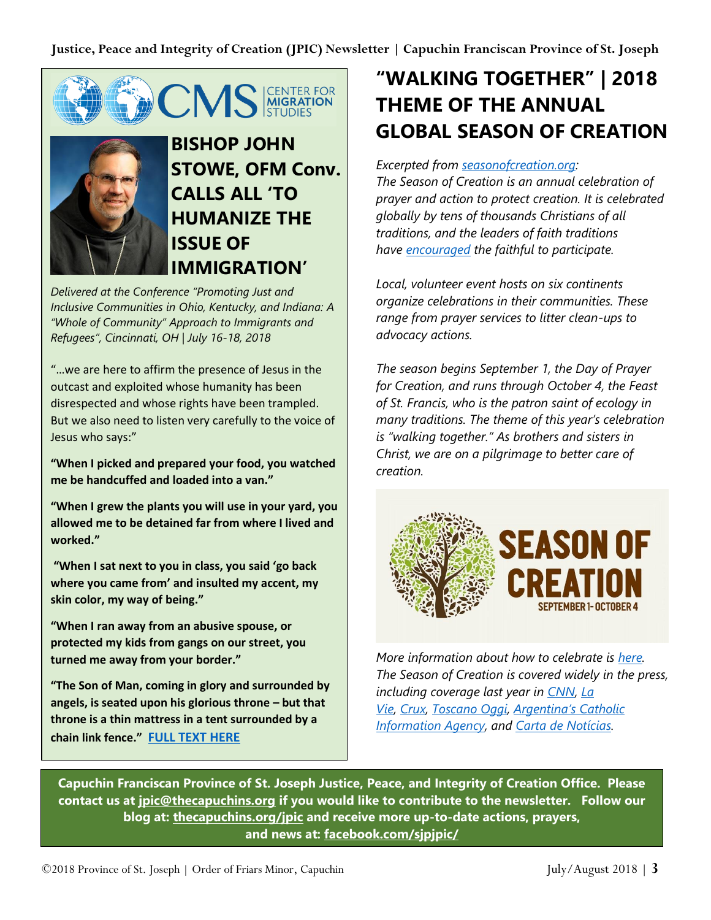## BISHOP JOHN STOWE, OFM Conv. CALLS ALL 'TO HUMANIZE THE ISSUE OF IMMIGRATION'

*Delivered at the Conference "Promoting Just and Inclusive Communities in Ohio, Kentucky, and Indiana: A "Whole of Community" Approach to Immigrants and Refugees", Cincinnati, OH | July 16-18, 2018*

"…we are here to affirm the presence of Jesus in the outcast and exploited whose humanity has been disrespected and whose rights have been trampled. But we also need to listen very carefully to the voice of Jesus who says:"

**"When I picked and prepared your food, you watched me be handcuffed and loaded into a van."**

**"When I grew the plants you will use in your yard, you allowed me to be detained far from where I lived and worked."**

**"When I sat next to you in class, you said 'go back where you came from' and insulted my accent, my skin color, my way of being."**

**"When I ran away from an abusive spouse, or protected my kids from gangs on our street, you turned me away from your border."**

**"The Son of Man, coming in glory and surrounded by angels, is seated upon his glorious throne – but that throne is a thin mattress in a tent surrounded by a chain link fence." FULL TEXT HERE**

## "WALKING TOGETHER" | 2018 THEME OF THE ANNUAL GLOBAL SEASON OF CREATION

*Excerpted from seasonofcreation.org:*
*The Season of Creation is an annual celebration of prayer and action to protect creation. It is celebrated globally by tens of thousands Christians of all traditions, and the leaders of faith traditions have encouraged the faithful to participate.*

*Local, volunteer event hosts on six continents organize celebrations in their communities. These range from prayer services to litter clean-ups to advocacy actions.*

*The season begins September 1, the Day of Prayer for Creation, and runs through October 4, the Feast of St. Francis, who is the patron saint of ecology in many traditions. The theme of this year's celebration is "walking together." As brothers and sisters in Christ, we are on a pilgrimage to better care of creation.*

SEASON OF CREATION
SEPTEMBER 1- OCTOBER 4

*More information about how to celebrate is here. The Season of Creation is covered widely in the press, including coverage last year in CNN, La Vie, Crux, Toscano Oggi, Argentina's Catholic Information Agency, and Carta de Notícias.*

**Capuchin Franciscan Province of St. Joseph Justice, Peace, and Integrity of Creation Office. Please contact us at jpic@thecapuchins.org if you would like to contribute to the newsletter. Follow our blog at: thecapuchins.org/jpic and receive more up-to-date actions, prayers, and news at: facebook.com/sjpjpic/**